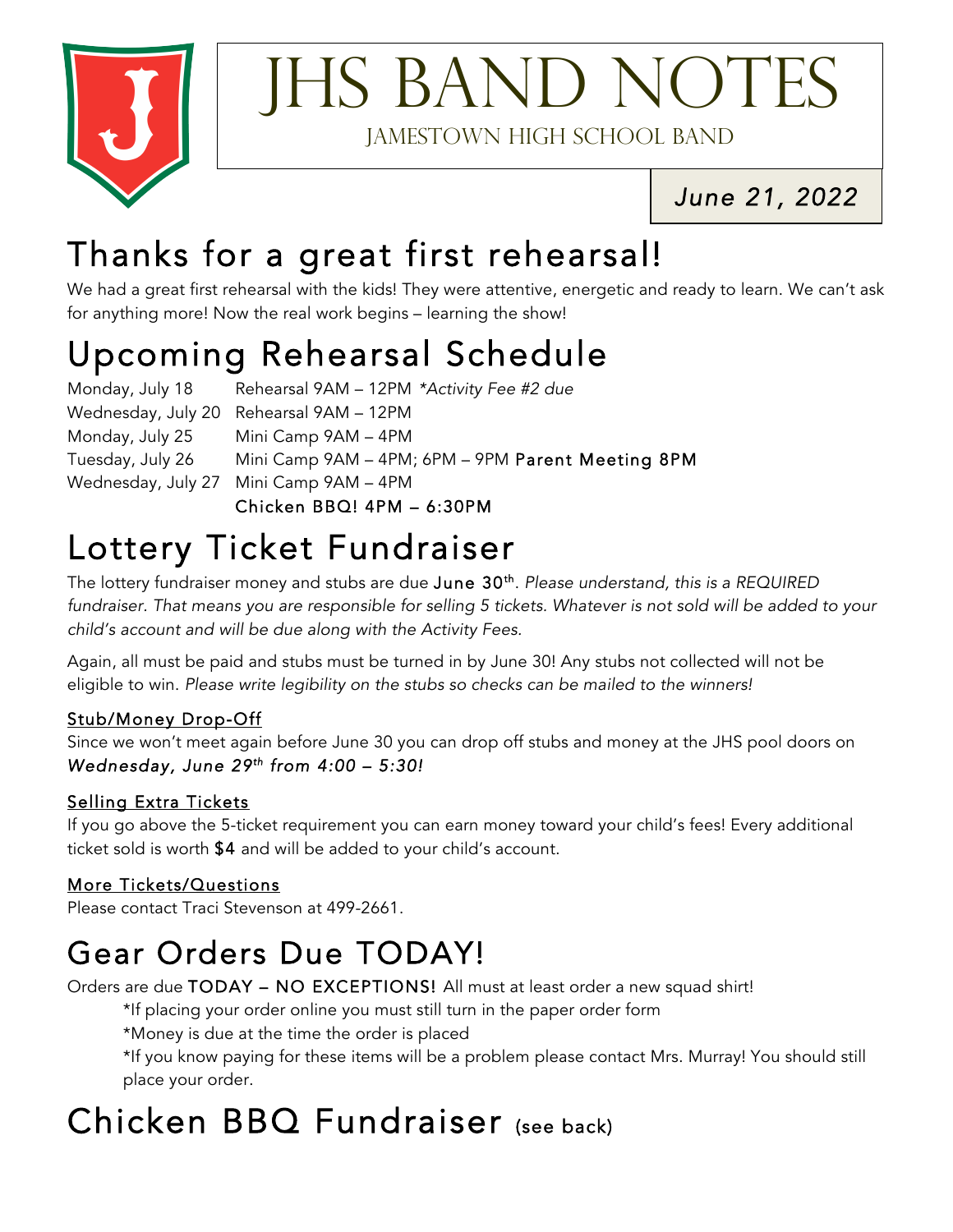# JHS Band Notes

Jamestown High School Band

*June 21, 2022*

## Thanks for a great first rehearsal!

We had a great first rehearsal with the kids! They were attentive, energetic and ready to learn. We can't ask for anything more! Now the real work begins – learning the show!

## Upcoming Rehearsal Schedule

| | |
|---|---|
| Monday, July 18 | Rehearsal 9AM – 12PM *\*Activity Fee #2 due* |
| Wednesday, July 20 | Rehearsal 9AM – 12PM |
| Monday, July 25 | Mini Camp 9AM – 4PM |
| Tuesday, July 26 | Mini Camp 9AM – 4PM; 6PM – 9PM **Parent Meeting 8PM** |
| Wednesday, July 27 | Mini Camp 9AM – 4PM |
| | **Chicken BBQ! 4PM – 6:30PM** |

## Lottery Ticket Fundraiser

The lottery fundraiser money and stubs are due **June 30th**. *Please understand, this is a REQUIRED fundraiser. That means you are responsible for selling 5 tickets. Whatever is not sold will be added to your child's account and will be due along with the Activity Fees.*

Again, all must be paid and stubs must be turned in by June 30! Any stubs not collected will not be eligible to win. *Please write legibility on the stubs so checks can be mailed to the winners!*

### Stub/Money Drop-Off

Since we won't meet again before June 30 you can drop off stubs and money at the JHS pool doors on *Wednesday, June 29th from 4:00 – 5:30!*

### Selling Extra Tickets

If you go above the 5-ticket requirement you can earn money toward your child's fees! Every additional ticket sold is worth **$4** and will be added to your child's account.

### More Tickets/Questions

Please contact Traci Stevenson at 499-2661.

## Gear Orders Due TODAY!

Orders are due **TODAY – NO EXCEPTIONS!** All must at least order a new squad shirt!

*If placing your order online you must still turn in the paper order form

*Money is due at the time the order is placed

*If you know paying for these items will be a problem please contact Mrs. Murray! You should still place your order.

## Chicken BBQ Fundraiser (see back)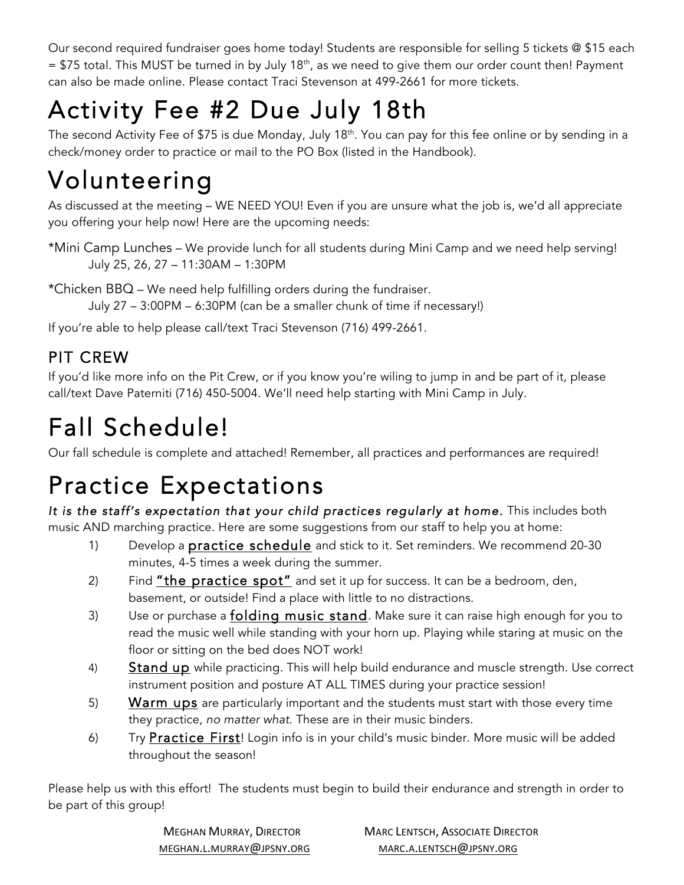Our second required fundraiser goes home today! Students are responsible for selling 5 tickets @ $15 each = $75 total. This MUST be turned in by July 18th, as we need to give them our order count then! Payment can also be made online. Please contact Traci Stevenson at 499-2661 for more tickets.

# Activity Fee #2 Due July 18th

The second Activity Fee of $75 is due Monday, July 18th. You can pay for this fee online or by sending in a check/money order to practice or mail to the PO Box (listed in the Handbook).

# Volunteering

As discussed at the meeting – WE NEED YOU! Even if you are unsure what the job is, we'd all appreciate you offering your help now! Here are the upcoming needs:

*Mini Camp Lunches – We provide lunch for all students during Mini Camp and we need help serving!
July 25, 26, 27 – 11:30AM – 1:30PM

*Chicken BBQ – We need help fulfilling orders during the fundraiser.
July 27 – 3:00PM – 6:30PM (can be a smaller chunk of time if necessary!)

If you're able to help please call/text Traci Stevenson (716) 499-2661.

## PIT CREW

If you'd like more info on the Pit Crew, or if you know you're wiling to jump in and be part of it, please call/text Dave Paterniti (716) 450-5004. We'll need help starting with Mini Camp in July.

# Fall Schedule!

Our fall schedule is complete and attached! Remember, all practices and performances are required!

# Practice Expectations

*It is the staff's expectation that your child practices regularly at home.* This includes both music AND marching practice. Here are some suggestions from our staff to help you at home:

1) Develop a <u>practice schedule</u> and stick to it. Set reminders. We recommend 20-30 minutes, 4-5 times a week during the summer.
2) Find <u>"the practice spot"</u> and set it up for success. It can be a bedroom, den, basement, or outside! Find a place with little to no distractions.
3) Use or purchase a <u>folding music stand</u>. Make sure it can raise high enough for you to read the music well while standing with your horn up. Playing while staring at music on the floor or sitting on the bed does NOT work!
4) <u>Stand up</u> while practicing. This will help build endurance and muscle strength. Use correct instrument position and posture AT ALL TIMES during your practice session!
5) <u>Warm ups</u> are particularly important and the students must start with those every time they practice, *no matter what*. These are in their music binders.
6) Try <u>Practice First</u>! Login info is in your child's music binder. More music will be added throughout the season!

Please help us with this effort! The students must begin to build their endurance and strength in order to be part of this group!

MEGHAN MURRAY, DIRECTOR
MEGHAN.L.MURRAY@JPSNY.ORG

MARC LENTSCH, ASSOCIATE DIRECTOR
MARC.A.LENTSCH@JPSNY.ORG